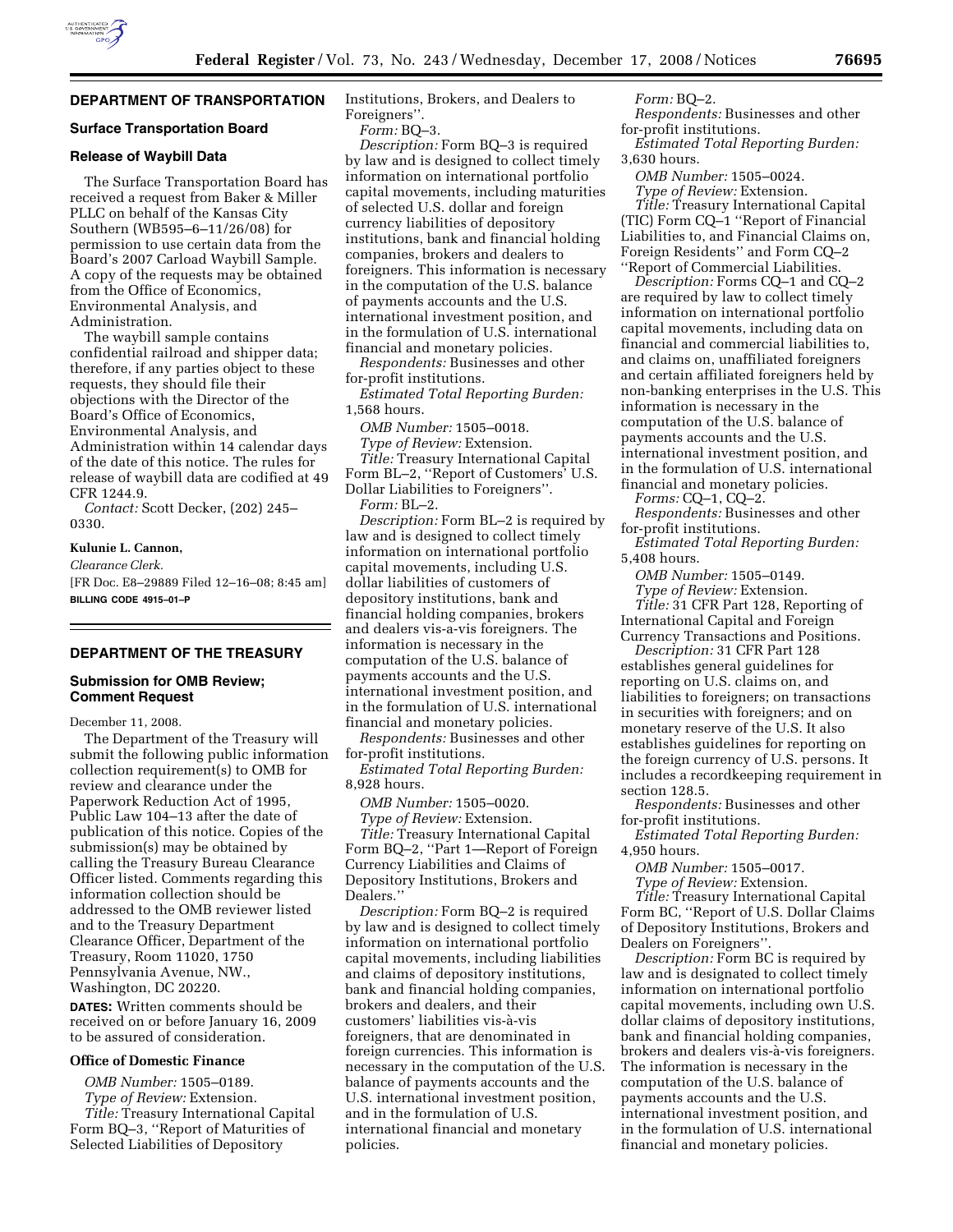## DEPARTMENT OF TRANSPORTATION

### Surface Transportation Board

#### Release of Waybill Data

The Surface Transportation Board has received a request from Baker & Miller PLLC on behalf of the Kansas City Southern (WB595–6–11/26/08) for permission to use certain data from the Board's 2007 Carload Waybill Sample. A copy of the requests may be obtained from the Office of Economics, Environmental Analysis, and Administration.

The waybill sample contains confidential railroad and shipper data; therefore, if any parties object to these requests, they should file their objections with the Director of the Board's Office of Economics, Environmental Analysis, and Administration within 14 calendar days of the date of this notice. The rules for release of waybill data are codified at 49 CFR 1244.9.

*Contact:* Scott Decker, (202) 245–0330.

**Kulunie L. Cannon,**

*Clearance Clerk.*

[FR Doc. E8–29889 Filed 12–16–08; 8:45 am]

**BILLING CODE 4915–01–P**

## DEPARTMENT OF THE TREASURY

### Submission for OMB Review; Comment Request

December 11, 2008.

The Department of the Treasury will submit the following public information collection requirement(s) to OMB for review and clearance under the Paperwork Reduction Act of 1995, Public Law 104–13 after the date of publication of this notice. Copies of the submission(s) may be obtained by calling the Treasury Bureau Clearance Officer listed. Comments regarding this information collection should be addressed to the OMB reviewer listed and to the Treasury Department Clearance Officer, Department of the Treasury, Room 11020, 1750 Pennsylvania Avenue, NW., Washington, DC 20220.

**DATES:** Written comments should be received on or before January 16, 2009 to be assured of consideration.

#### Office of Domestic Finance

*OMB Number:* 1505–0189.

*Type of Review:* Extension.

*Title:* Treasury International Capital Form BQ–3, ''Report of Maturities of Selected Liabilities of Depository Institutions, Brokers, and Dealers to Foreigners''.

*Form:* BQ–3.

*Description:* Form BQ–3 is required by law and is designed to collect timely information on international portfolio capital movements, including maturities of selected U.S. dollar and foreign currency liabilities of depository institutions, bank and financial holding companies, brokers and dealers to foreigners. This information is necessary in the computation of the U.S. balance of payments accounts and the U.S. international investment position, and in the formulation of U.S. international financial and monetary policies.

*Respondents:* Businesses and other for-profit institutions.

*Estimated Total Reporting Burden:* 1,568 hours.

*OMB Number:* 1505–0018.

*Type of Review:* Extension.

*Title:* Treasury International Capital Form BL–2, ''Report of Customers' U.S. Dollar Liabilities to Foreigners''.

*Form:* BL–2.

*Description:* Form BL–2 is required by law and is designed to collect timely information on international portfolio capital movements, including U.S. dollar liabilities of customers of depository institutions, bank and financial holding companies, brokers and dealers vis-a-vis foreigners. The information is necessary in the computation of the U.S. balance of payments accounts and the U.S. international investment position, and in the formulation of U.S. international financial and monetary policies.

*Respondents:* Businesses and other for-profit institutions.

*Estimated Total Reporting Burden:* 8,928 hours.

*OMB Number:* 1505–0020.

*Type of Review:* Extension.

*Title:* Treasury International Capital Form BQ–2, ''Part 1—Report of Foreign Currency Liabilities and Claims of Depository Institutions, Brokers and Dealers.''

*Description:* Form BQ–2 is required by law and is designed to collect timely information on international portfolio capital movements, including liabilities and claims of depository institutions, bank and financial holding companies, brokers and dealers, and their customers' liabilities vis-à-vis foreigners, that are denominated in foreign currencies. This information is necessary in the computation of the U.S. balance of payments accounts and the U.S. international investment position, and in the formulation of U.S. international financial and monetary policies.

*Form:* BQ–2.

*Respondents:* Businesses and other for-profit institutions.

*Estimated Total Reporting Burden:* 3,630 hours.

*OMB Number:* 1505–0024.

*Type of Review:* Extension.

*Title:* Treasury International Capital (TIC) Form CQ–1 ''Report of Financial Liabilities to, and Financial Claims on, Foreign Residents'' and Form CQ–2 ''Report of Commercial Liabilities.

*Description:* Forms CQ–1 and CQ–2 are required by law to collect timely information on international portfolio capital movements, including data on financial and commercial liabilities to, and claims on, unaffiliated foreigners and certain affiliated foreigners held by non-banking enterprises in the U.S. This information is necessary in the computation of the U.S. balance of payments accounts and the U.S. international investment position, and in the formulation of U.S. international financial and monetary policies.

*Forms:* CQ–1, CQ–2.

*Respondents:* Businesses and other for-profit institutions.

*Estimated Total Reporting Burden:* 5,408 hours.

*OMB Number:* 1505–0149.

*Type of Review:* Extension.

*Title:* 31 CFR Part 128, Reporting of International Capital and Foreign Currency Transactions and Positions.

*Description:* 31 CFR Part 128 establishes general guidelines for reporting on U.S. claims on, and liabilities to foreigners; on transactions in securities with foreigners; and on monetary reserve of the U.S. It also establishes guidelines for reporting on the foreign currency of U.S. persons. It includes a recordkeeping requirement in section 128.5.

*Respondents:* Businesses and other for-profit institutions.

*Estimated Total Reporting Burden:* 4,950 hours.

*OMB Number:* 1505–0017.

*Type of Review:* Extension.

*Title:* Treasury International Capital Form BC, ''Report of U.S. Dollar Claims of Depository Institutions, Brokers and Dealers on Foreigners''.

*Description:* Form BC is required by law and is designated to collect timely information on international portfolio capital movements, including own U.S. dollar claims of depository institutions, bank and financial holding companies, brokers and dealers vis-à-vis foreigners. The information is necessary in the computation of the U.S. balance of payments accounts and the U.S. international investment position, and in the formulation of U.S. international financial and monetary policies.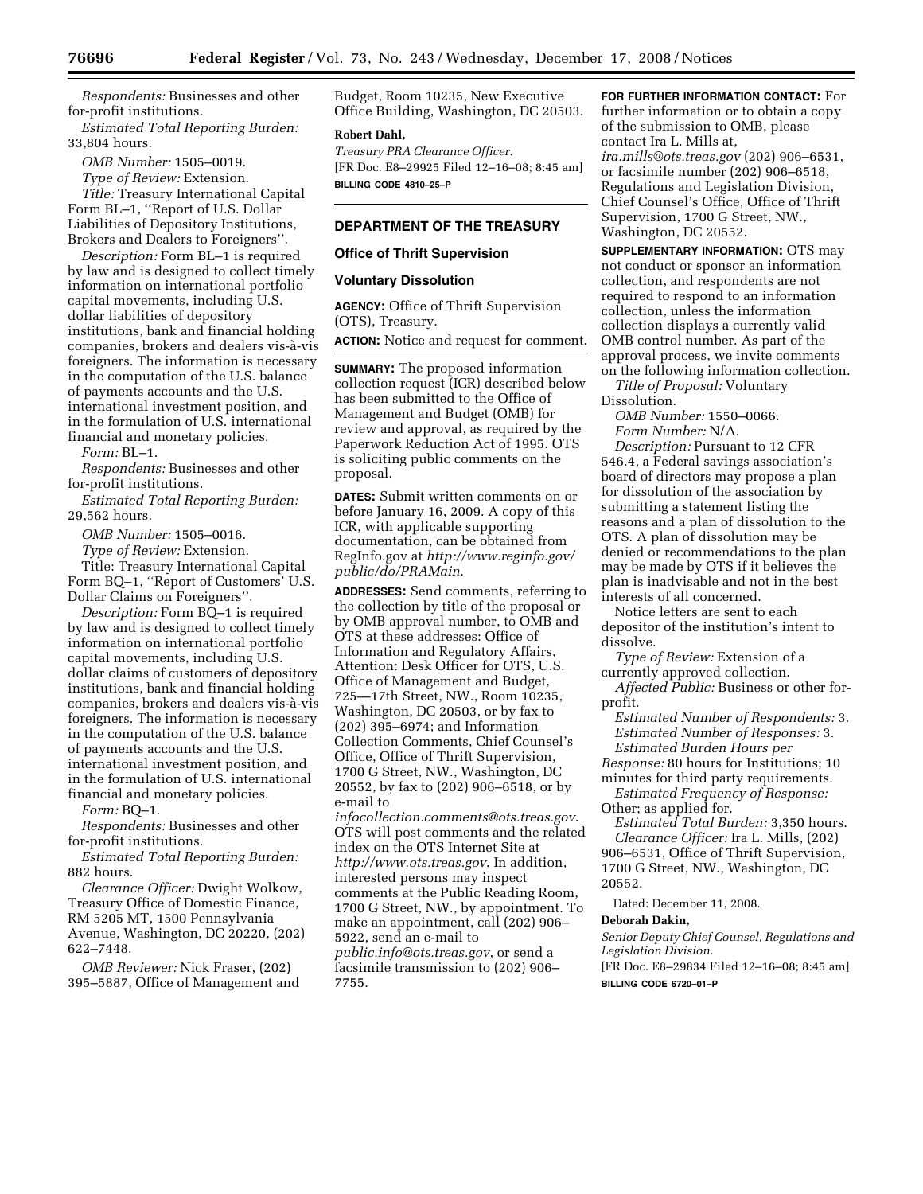*Respondents:* Businesses and other for-profit institutions.

*Estimated Total Reporting Burden:* 33,804 hours.

*OMB Number:* 1505–0019.

*Type of Review:* Extension.

*Title:* Treasury International Capital Form BL–1, ''Report of U.S. Dollar Liabilities of Depository Institutions, Brokers and Dealers to Foreigners''.

*Description:* Form BL–1 is required by law and is designed to collect timely information on international portfolio capital movements, including U.S. dollar liabilities of depository institutions, bank and financial holding companies, brokers and dealers vis-à-vis foreigners. The information is necessary in the computation of the U.S. balance of payments accounts and the U.S. international investment position, and in the formulation of U.S. international financial and monetary policies.

*Form:* BL–1.

*Respondents:* Businesses and other for-profit institutions.

*Estimated Total Reporting Burden:* 29,562 hours.

*OMB Number:* 1505–0016.

*Type of Review:* Extension.

Title: Treasury International Capital Form BQ–1, ''Report of Customers' U.S. Dollar Claims on Foreigners''.

*Description:* Form BQ–1 is required by law and is designed to collect timely information on international portfolio capital movements, including U.S. dollar claims of customers of depository institutions, bank and financial holding companies, brokers and dealers vis-à-vis foreigners. The information is necessary in the computation of the U.S. balance of payments accounts and the U.S. international investment position, and in the formulation of U.S. international financial and monetary policies.

*Form:* BQ–1.

*Respondents:* Businesses and other for-profit institutions.

*Estimated Total Reporting Burden:* 882 hours.

*Clearance Officer:* Dwight Wolkow, Treasury Office of Domestic Finance, RM 5205 MT, 1500 Pennsylvania Avenue, Washington, DC 20220, (202) 622–7448.

*OMB Reviewer:* Nick Fraser, (202) 395–5887, Office of Management and Budget, Room 10235, New Executive Office Building, Washington, DC 20503.

**Robert Dahl,**

*Treasury PRA Clearance Officer.*

[FR Doc. E8–29925 Filed 12–16–08; 8:45 am]

**BILLING CODE 4810–25–P**

---

## DEPARTMENT OF THE TREASURY

### Office of Thrift Supervision

### Voluntary Dissolution

**AGENCY:** Office of Thrift Supervision (OTS), Treasury.

**ACTION:** Notice and request for comment.

**SUMMARY:** The proposed information collection request (ICR) described below has been submitted to the Office of Management and Budget (OMB) for review and approval, as required by the Paperwork Reduction Act of 1995. OTS is soliciting public comments on the proposal.

**DATES:** Submit written comments on or before January 16, 2009. A copy of this ICR, with applicable supporting documentation, can be obtained from RegInfo.gov at *http://www.reginfo.gov/public/do/PRAMain*.

**ADDRESSES:** Send comments, referring to the collection by title of the proposal or by OMB approval number, to OMB and OTS at these addresses: Office of Information and Regulatory Affairs, Attention: Desk Officer for OTS, U.S. Office of Management and Budget, 725—17th Street, NW., Room 10235, Washington, DC 20503, or by fax to (202) 395–6974; and Information Collection Comments, Chief Counsel's Office, Office of Thrift Supervision, 1700 G Street, NW., Washington, DC 20552, by fax to (202) 906–6518, or by e-mail to *infocollection.comments@ots.treas.gov*. OTS will post comments and the related index on the OTS Internet Site at *http://www.ots.treas.gov*. In addition, interested persons may inspect comments at the Public Reading Room, 1700 G Street, NW., by appointment. To make an appointment, call (202) 906–5922, send an e-mail to *public.info@ots.treas.gov*, or send a facsimile transmission to (202) 906–7755.

**FOR FURTHER INFORMATION CONTACT:** For further information or to obtain a copy of the submission to OMB, please contact Ira L. Mills at, *ira.mills@ots.treas.gov* (202) 906–6531, or facsimile number (202) 906–6518, Regulations and Legislation Division, Chief Counsel's Office, Office of Thrift Supervision, 1700 G Street, NW., Washington, DC 20552.

**SUPPLEMENTARY INFORMATION:** OTS may not conduct or sponsor an information collection, and respondents are not required to respond to an information collection, unless the information collection displays a currently valid OMB control number. As part of the approval process, we invite comments on the following information collection.

*Title of Proposal:* Voluntary Dissolution.

*OMB Number:* 1550–0066.

*Form Number:* N/A.

*Description:* Pursuant to 12 CFR 546.4, a Federal savings association's board of directors may propose a plan for dissolution of the association by submitting a statement listing the reasons and a plan of dissolution to the OTS. A plan of dissolution may be denied or recommendations to the plan may be made by OTS if it believes the plan is inadvisable and not in the best interests of all concerned.

Notice letters are sent to each depositor of the institution's intent to dissolve.

*Type of Review:* Extension of a currently approved collection.

*Affected Public:* Business or other for-profit.

*Estimated Number of Respondents:* 3.

*Estimated Number of Responses:* 3.

*Estimated Burden Hours per Response:* 80 hours for Institutions; 10 minutes for third party requirements.

*Estimated Frequency of Response:* Other; as applied for.

*Estimated Total Burden:* 3,350 hours.

*Clearance Officer:* Ira L. Mills, (202) 906–6531, Office of Thrift Supervision, 1700 G Street, NW., Washington, DC 20552.

Dated: December 11, 2008.

**Deborah Dakin,**

*Senior Deputy Chief Counsel, Regulations and Legislation Division.*

[FR Doc. E8–29834 Filed 12–16–08; 8:45 am]

**BILLING CODE 6720–01–P**